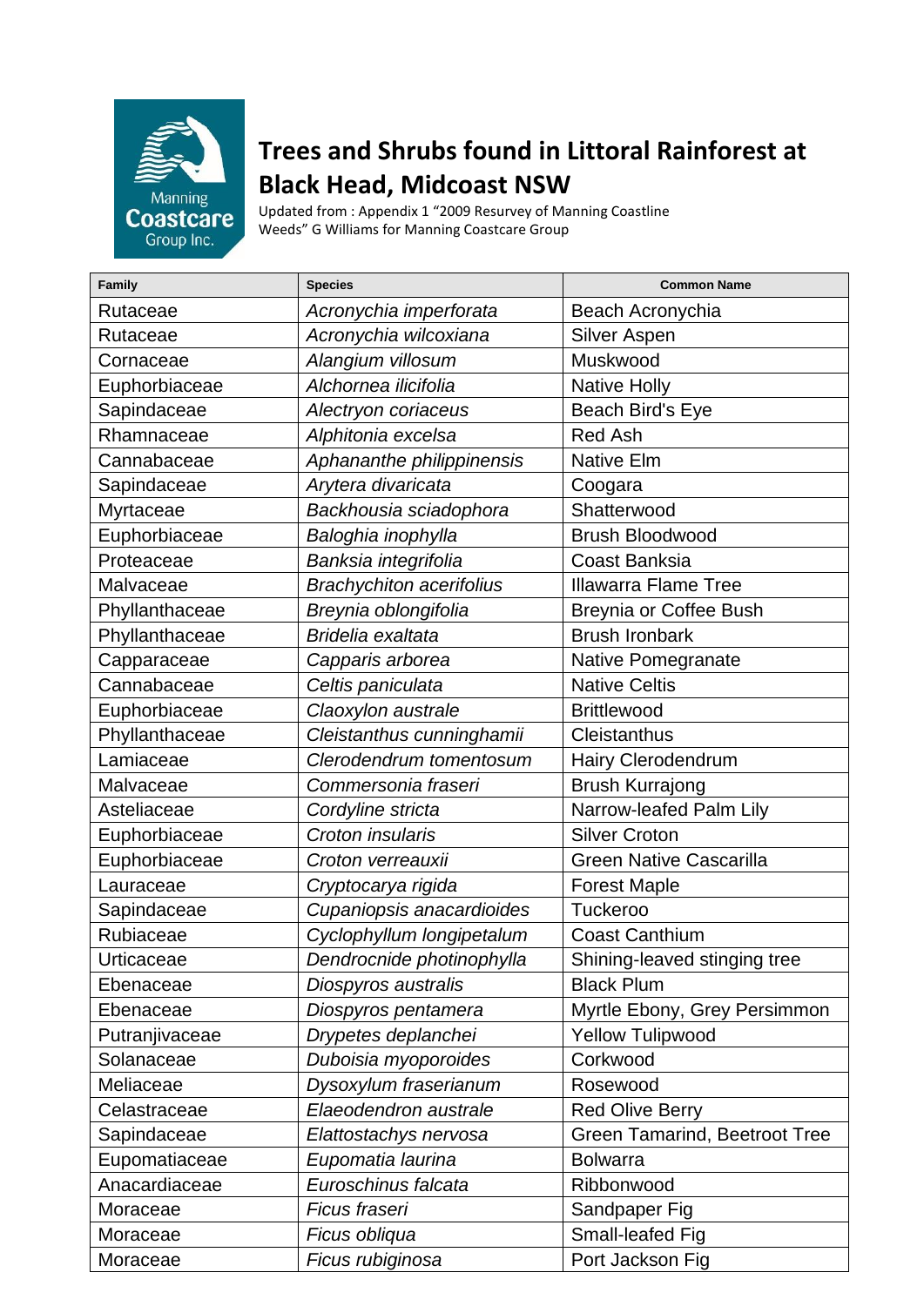# Trees and Shrubs found in Littoral Rainforest at Black Head, Midcoast NSW

Updated from : Appendix 1 "2009 Resurvey of Manning Coastline Weeds" G Williams for Manning Coastcare Group

| Family | Species | Common Name |
|---|---|---|
| Rutaceae | *Acronychia imperforata* | Beach Acronychia |
| Rutaceae | *Acronychia wilcoxiana* | Silver Aspen |
| Cornaceae | *Alangium villosum* | Muskwood |
| Euphorbiaceae | *Alchornea ilicifolia* | Native Holly |
| Sapindaceae | *Alectryon coriaceus* | Beach Bird's Eye |
| Rhamnaceae | *Alphitonia excelsa* | Red Ash |
| Cannabaceae | *Aphananthe philippinensis* | Native Elm |
| Sapindaceae | *Arytera divaricata* | Coogara |
| Myrtaceae | *Backhousia sciadophora* | Shatterwood |
| Euphorbiaceae | *Baloghia inophylla* | Brush Bloodwood |
| Proteaceae | *Banksia integrifolia* | Coast Banksia |
| Malvaceae | *Brachychiton acerifolius* | Illawarra Flame Tree |
| Phyllanthaceae | *Breynia oblongifolia* | Breynia or Coffee Bush |
| Phyllanthaceae | *Bridelia exaltata* | Brush Ironbark |
| Capparaceae | *Capparis arborea* | Native Pomegranate |
| Cannabaceae | *Celtis paniculata* | Native Celtis |
| Euphorbiaceae | *Claoxylon australe* | Brittlewood |
| Phyllanthaceae | *Cleistanthus cunninghamii* | Cleistanthus |
| Lamiaceae | *Clerodendrum tomentosum* | Hairy Clerodendrum |
| Malvaceae | *Commersonia fraseri* | Brush Kurrajong |
| Asteliaceae | *Cordyline stricta* | Narrow-leafed Palm Lily |
| Euphorbiaceae | *Croton insularis* | Silver Croton |
| Euphorbiaceae | *Croton verreauxii* | Green Native Cascarilla |
| Lauraceae | *Cryptocarya rigida* | Forest Maple |
| Sapindaceae | *Cupaniopsis anacardioides* | Tuckeroo |
| Rubiaceae | *Cyclophyllum longipetalum* | Coast Canthium |
| Urticaceae | *Dendrocnide photinophylla* | Shining-leaved stinging tree |
| Ebenaceae | *Diospyros australis* | Black Plum |
| Ebenaceae | *Diospyros pentamera* | Myrtle Ebony, Grey Persimmon |
| Putranjivaceae | *Drypetes deplanchei* | Yellow Tulipwood |
| Solanaceae | *Duboisia myoporoides* | Corkwood |
| Meliaceae | *Dysoxylum fraserianum* | Rosewood |
| Celastraceae | *Elaeodendron australe* | Red Olive Berry |
| Sapindaceae | *Elattostachys nervosa* | Green Tamarind, Beetroot Tree |
| Eupomatiaceae | *Eupomatia laurina* | Bolwarra |
| Anacardiaceae | *Euroschinus falcata* | Ribbonwood |
| Moraceae | *Ficus fraseri* | Sandpaper Fig |
| Moraceae | *Ficus obliqua* | Small-leafed Fig |
| Moraceae | *Ficus rubiginosa* | Port Jackson Fig |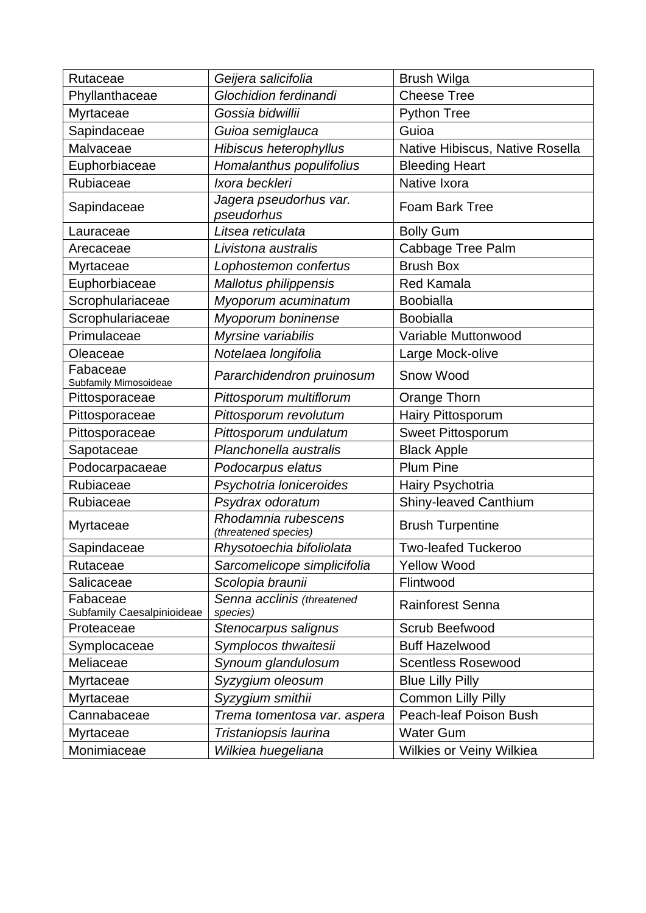| | | |
|---|---|---|
| Rutaceae | *Geijera salicifolia* | Brush Wilga |
| Phyllanthaceae | *Glochidion ferdinandi* | Cheese Tree |
| Myrtaceae | *Gossia bidwillii* | Python Tree |
| Sapindaceae | *Guioa semiglauca* | Guioa |
| Malvaceae | *Hibiscus heterophyllus* | Native Hibiscus, Native Rosella |
| Euphorbiaceae | *Homalanthus populifolius* | Bleeding Heart |
| Rubiaceae | *Ixora beckleri* | Native Ixora |
| Sapindaceae | *Jagera pseudorhus var. pseudorhus* | Foam Bark Tree |
| Lauraceae | *Litsea reticulata* | Bolly Gum |
| Arecaceae | *Livistona australis* | Cabbage Tree Palm |
| Myrtaceae | *Lophostemon confertus* | Brush Box |
| Euphorbiaceae | *Mallotus philippensis* | Red Kamala |
| Scrophulariaceae | *Myoporum acuminatum* | Boobialla |
| Scrophulariaceae | *Myoporum boninense* | Boobialla |
| Primulaceae | *Myrsine variabilis* | Variable Muttonwood |
| Oleaceae | *Notelaea longifolia* | Large Mock-olive |
| Fabaceae Subfamily Mimosoideae | *Pararchidendron pruinosum* | Snow Wood |
| Pittosporaceae | *Pittosporum multiflorum* | Orange Thorn |
| Pittosporaceae | *Pittosporum revolutum* | Hairy Pittosporum |
| Pittosporaceae | *Pittosporum undulatum* | Sweet Pittosporum |
| Sapotaceae | *Planchonella australis* | Black Apple |
| Podocarpacaeae | *Podocarpus elatus* | Plum Pine |
| Rubiaceae | *Psychotria loniceroides* | Hairy Psychotria |
| Rubiaceae | *Psydrax odoratum* | Shiny-leaved Canthium |
| Myrtaceae | *Rhodamnia rubescens (threatened species)* | Brush Turpentine |
| Sapindaceae | *Rhysotoechia bifoliolata* | Two-leafed Tuckeroo |
| Rutaceae | *Sarcomelicope simplicifolia* | Yellow Wood |
| Salicaceae | *Scolopia braunii* | Flintwood |
| Fabaceae Subfamily Caesalpinioideae | *Senna acclinis (threatened species)* | Rainforest Senna |
| Proteaceae | *Stenocarpus salignus* | Scrub Beefwood |
| Symplocaceae | *Symplocos thwaitesii* | Buff Hazelwood |
| Meliaceae | *Synoum glandulosum* | Scentless Rosewood |
| Myrtaceae | *Syzygium oleosum* | Blue Lilly Pilly |
| Myrtaceae | *Syzygium smithii* | Common Lilly Pilly |
| Cannabaceae | *Trema tomentosa var. aspera* | Peach-leaf Poison Bush |
| Myrtaceae | *Tristaniopsis laurina* | Water Gum |
| Monimiaceae | *Wilkiea huegeliana* | Wilkies or Veiny Wilkiea |